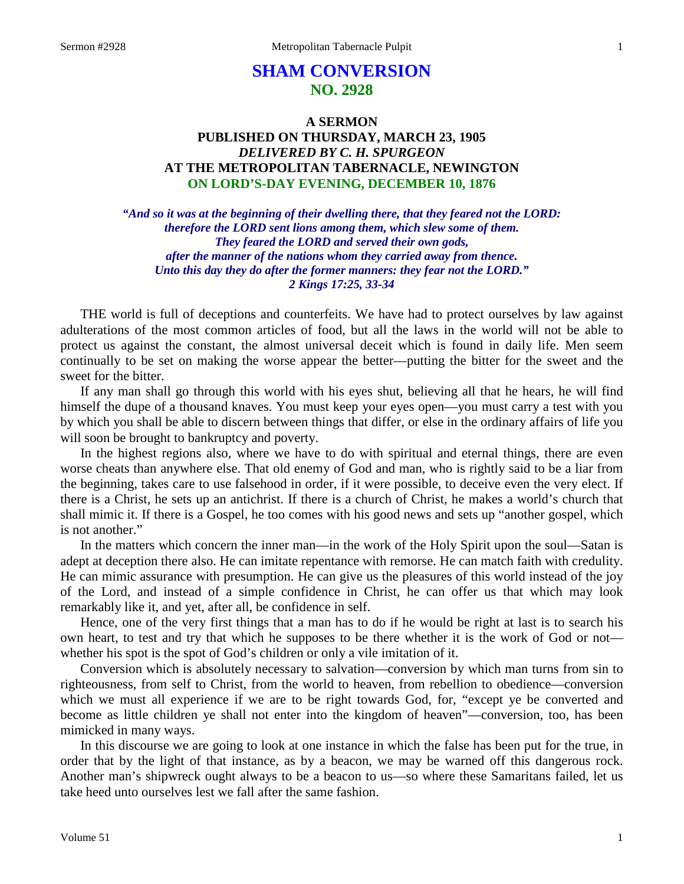# SHAM CONVERSION
## NO. 2928

### A SERMON
### PUBLISHED ON THURSDAY, MARCH 23, 1905
### *DELIVERED BY C. H. SPURGEON*
### AT THE METROPOLITAN TABERNACLE, NEWINGTON
### ON LORD'S-DAY EVENING, DECEMBER 10, 1876

*"And so it was at the beginning of their dwelling there, that they feared not the LORD: therefore the LORD sent lions among them, which slew some of them. They feared the LORD and served their own gods, after the manner of the nations whom they carried away from thence. Unto this day they do after the former manners: they fear not the LORD." 2 Kings 17:25, 33-34*

THE world is full of deceptions and counterfeits. We have had to protect ourselves by law against adulterations of the most common articles of food, but all the laws in the world will not be able to protect us against the constant, the almost universal deceit which is found in daily life. Men seem continually to be set on making the worse appear the better—putting the bitter for the sweet and the sweet for the bitter.

If any man shall go through this world with his eyes shut, believing all that he hears, he will find himself the dupe of a thousand knaves. You must keep your eyes open—you must carry a test with you by which you shall be able to discern between things that differ, or else in the ordinary affairs of life you will soon be brought to bankruptcy and poverty.

In the highest regions also, where we have to do with spiritual and eternal things, there are even worse cheats than anywhere else. That old enemy of God and man, who is rightly said to be a liar from the beginning, takes care to use falsehood in order, if it were possible, to deceive even the very elect. If there is a Christ, he sets up an antichrist. If there is a church of Christ, he makes a world's church that shall mimic it. If there is a Gospel, he too comes with his good news and sets up "another gospel, which is not another."

In the matters which concern the inner man—in the work of the Holy Spirit upon the soul—Satan is adept at deception there also. He can imitate repentance with remorse. He can match faith with credulity. He can mimic assurance with presumption. He can give us the pleasures of this world instead of the joy of the Lord, and instead of a simple confidence in Christ, he can offer us that which may look remarkably like it, and yet, after all, be confidence in self.

Hence, one of the very first things that a man has to do if he would be right at last is to search his own heart, to test and try that which he supposes to be there whether it is the work of God or not—whether his spot is the spot of God's children or only a vile imitation of it.

Conversion which is absolutely necessary to salvation—conversion by which man turns from sin to righteousness, from self to Christ, from the world to heaven, from rebellion to obedience—conversion which we must all experience if we are to be right towards God, for, "except ye be converted and become as little children ye shall not enter into the kingdom of heaven"—conversion, too, has been mimicked in many ways.

In this discourse we are going to look at one instance in which the false has been put for the true, in order that by the light of that instance, as by a beacon, we may be warned off this dangerous rock. Another man's shipwreck ought always to be a beacon to us—so where these Samaritans failed, let us take heed unto ourselves lest we fall after the same fashion.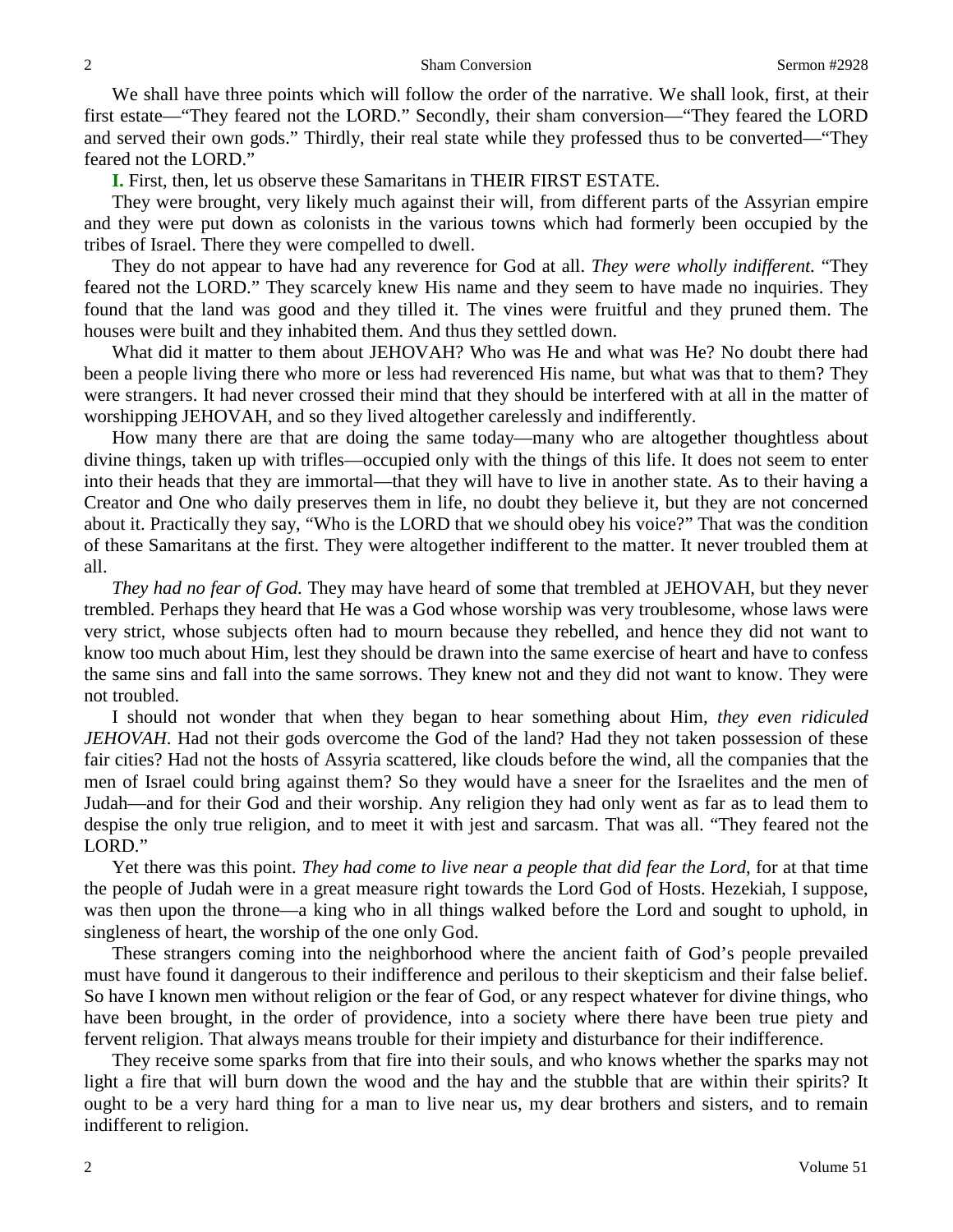We shall have three points which will follow the order of the narrative. We shall look, first, at their first estate—"They feared not the LORD." Secondly, their sham conversion—"They feared the LORD and served their own gods." Thirdly, their real state while they professed thus to be converted—"They feared not the LORD."

**I.** First, then, let us observe these Samaritans in THEIR FIRST ESTATE.

They were brought, very likely much against their will, from different parts of the Assyrian empire and they were put down as colonists in the various towns which had formerly been occupied by the tribes of Israel. There they were compelled to dwell.

They do not appear to have had any reverence for God at all. *They were wholly indifferent.* "They feared not the LORD." They scarcely knew His name and they seem to have made no inquiries. They found that the land was good and they tilled it. The vines were fruitful and they pruned them. The houses were built and they inhabited them. And thus they settled down.

What did it matter to them about JEHOVAH? Who was He and what was He? No doubt there had been a people living there who more or less had reverenced His name, but what was that to them? They were strangers. It had never crossed their mind that they should be interfered with at all in the matter of worshipping JEHOVAH, and so they lived altogether carelessly and indifferently.

How many there are that are doing the same today—many who are altogether thoughtless about divine things, taken up with trifles—occupied only with the things of this life. It does not seem to enter into their heads that they are immortal—that they will have to live in another state. As to their having a Creator and One who daily preserves them in life, no doubt they believe it, but they are not concerned about it. Practically they say, "Who is the LORD that we should obey his voice?" That was the condition of these Samaritans at the first. They were altogether indifferent to the matter. It never troubled them at all.

*They had no fear of God.* They may have heard of some that trembled at JEHOVAH, but they never trembled. Perhaps they heard that He was a God whose worship was very troublesome, whose laws were very strict, whose subjects often had to mourn because they rebelled, and hence they did not want to know too much about Him, lest they should be drawn into the same exercise of heart and have to confess the same sins and fall into the same sorrows. They knew not and they did not want to know. They were not troubled.

I should not wonder that when they began to hear something about Him, *they even ridiculed JEHOVAH*. Had not their gods overcome the God of the land? Had they not taken possession of these fair cities? Had not the hosts of Assyria scattered, like clouds before the wind, all the companies that the men of Israel could bring against them? So they would have a sneer for the Israelites and the men of Judah—and for their God and their worship. Any religion they had only went as far as to lead them to despise the only true religion, and to meet it with jest and sarcasm. That was all. "They feared not the LORD."

Yet there was this point. *They had come to live near a people that did fear the Lord,* for at that time the people of Judah were in a great measure right towards the Lord God of Hosts. Hezekiah, I suppose, was then upon the throne—a king who in all things walked before the Lord and sought to uphold, in singleness of heart, the worship of the one only God.

These strangers coming into the neighborhood where the ancient faith of God's people prevailed must have found it dangerous to their indifference and perilous to their skepticism and their false belief. So have I known men without religion or the fear of God, or any respect whatever for divine things, who have been brought, in the order of providence, into a society where there have been true piety and fervent religion. That always means trouble for their impiety and disturbance for their indifference.

They receive some sparks from that fire into their souls, and who knows whether the sparks may not light a fire that will burn down the wood and the hay and the stubble that are within their spirits? It ought to be a very hard thing for a man to live near us, my dear brothers and sisters, and to remain indifferent to religion.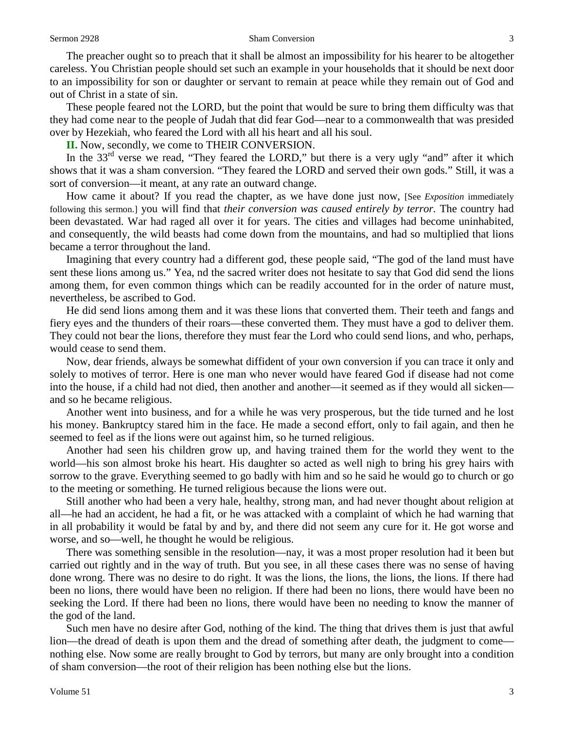The preacher ought so to preach that it shall be almost an impossibility for his hearer to be altogether careless. You Christian people should set such an example in your households that it should be next door to an impossibility for son or daughter or servant to remain at peace while they remain out of God and out of Christ in a state of sin.

These people feared not the LORD, but the point that would be sure to bring them difficulty was that they had come near to the people of Judah that did fear God—near to a commonwealth that was presided over by Hezekiah, who feared the Lord with all his heart and all his soul.

**II.** Now, secondly, we come to THEIR CONVERSION.

In the 33rd verse we read, "They feared the LORD," but there is a very ugly "and" after it which shows that it was a sham conversion. "They feared the LORD and served their own gods." Still, it was a sort of conversion—it meant, at any rate an outward change.

How came it about? If you read the chapter, as we have done just now, [See *Exposition* immediately following this sermon.] you will find that *their conversion was caused entirely by terror.* The country had been devastated. War had raged all over it for years. The cities and villages had become uninhabited, and consequently, the wild beasts had come down from the mountains, and had so multiplied that lions became a terror throughout the land.

Imagining that every country had a different god, these people said, "The god of the land must have sent these lions among us." Yea, nd the sacred writer does not hesitate to say that God did send the lions among them, for even common things which can be readily accounted for in the order of nature must, nevertheless, be ascribed to God.

He did send lions among them and it was these lions that converted them. Their teeth and fangs and fiery eyes and the thunders of their roars—these converted them. They must have a god to deliver them. They could not bear the lions, therefore they must fear the Lord who could send lions, and who, perhaps, would cease to send them.

Now, dear friends, always be somewhat diffident of your own conversion if you can trace it only and solely to motives of terror. Here is one man who never would have feared God if disease had not come into the house, if a child had not died, then another and another—it seemed as if they would all sicken—and so he became religious.

Another went into business, and for a while he was very prosperous, but the tide turned and he lost his money. Bankruptcy stared him in the face. He made a second effort, only to fail again, and then he seemed to feel as if the lions were out against him, so he turned religious.

Another had seen his children grow up, and having trained them for the world they went to the world—his son almost broke his heart. His daughter so acted as well nigh to bring his grey hairs with sorrow to the grave. Everything seemed to go badly with him and so he said he would go to church or go to the meeting or something. He turned religious because the lions were out.

Still another who had been a very hale, healthy, strong man, and had never thought about religion at all—he had an accident, he had a fit, or he was attacked with a complaint of which he had warning that in all probability it would be fatal by and by, and there did not seem any cure for it. He got worse and worse, and so—well, he thought he would be religious.

There was something sensible in the resolution—nay, it was a most proper resolution had it been but carried out rightly and in the way of truth. But you see, in all these cases there was no sense of having done wrong. There was no desire to do right. It was the lions, the lions, the lions, the lions. If there had been no lions, there would have been no religion. If there had been no lions, there would have been no seeking the Lord. If there had been no lions, there would have been no needing to know the manner of the god of the land.

Such men have no desire after God, nothing of the kind. The thing that drives them is just that awful lion—the dread of death is upon them and the dread of something after death, the judgment to come—nothing else. Now some are really brought to God by terrors, but many are only brought into a condition of sham conversion—the root of their religion has been nothing else but the lions.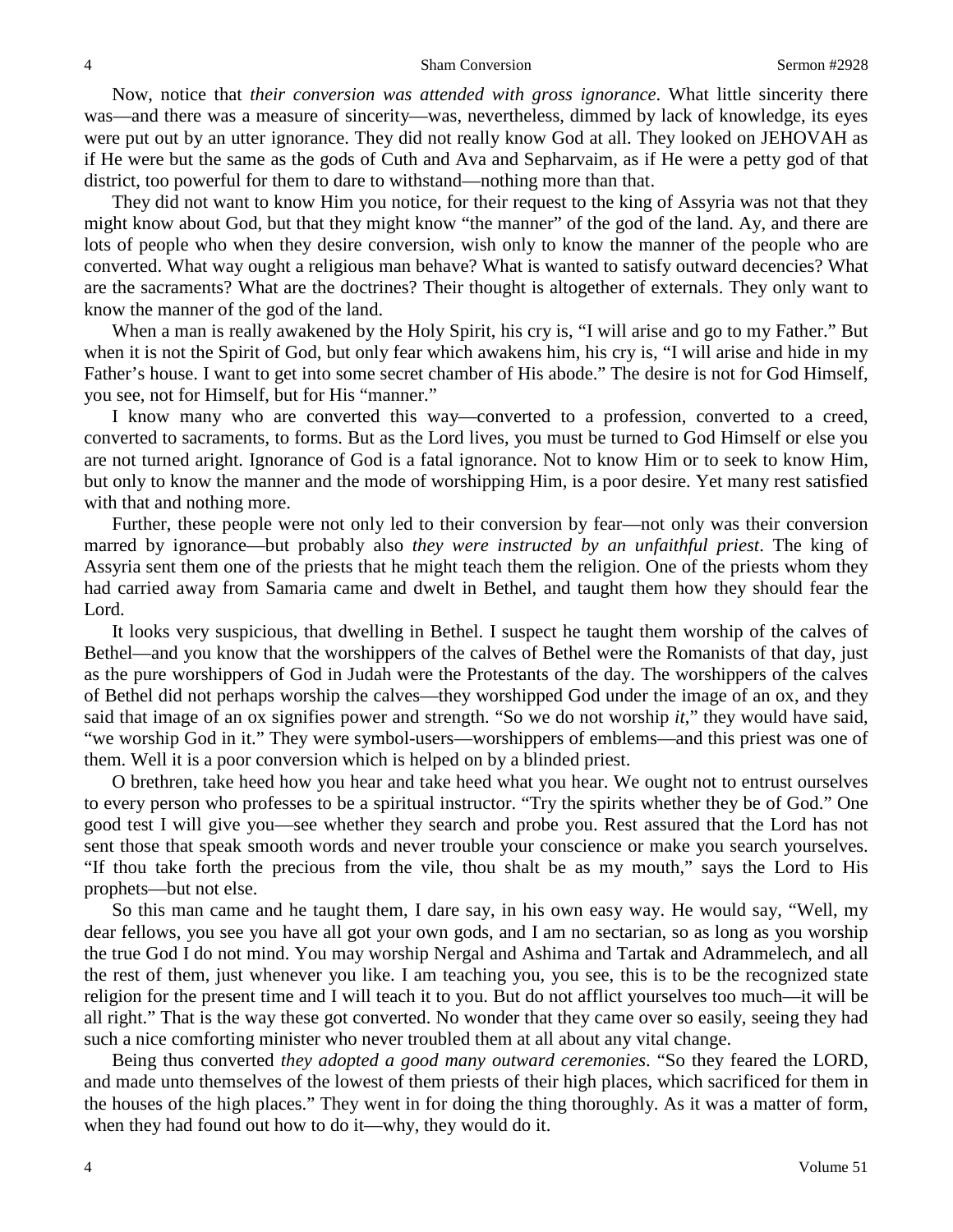Now, notice that *their conversion was attended with gross ignorance*. What little sincerity there was—and there was a measure of sincerity—was, nevertheless, dimmed by lack of knowledge, its eyes were put out by an utter ignorance. They did not really know God at all. They looked on JEHOVAH as if He were but the same as the gods of Cuth and Ava and Sepharvaim, as if He were a petty god of that district, too powerful for them to dare to withstand—nothing more than that.

They did not want to know Him you notice, for their request to the king of Assyria was not that they might know about God, but that they might know "the manner" of the god of the land. Ay, and there are lots of people who when they desire conversion, wish only to know the manner of the people who are converted. What way ought a religious man behave? What is wanted to satisfy outward decencies? What are the sacraments? What are the doctrines? Their thought is altogether of externals. They only want to know the manner of the god of the land.

When a man is really awakened by the Holy Spirit, his cry is, "I will arise and go to my Father." But when it is not the Spirit of God, but only fear which awakens him, his cry is, "I will arise and hide in my Father's house. I want to get into some secret chamber of His abode." The desire is not for God Himself, you see, not for Himself, but for His "manner."

I know many who are converted this way—converted to a profession, converted to a creed, converted to sacraments, to forms. But as the Lord lives, you must be turned to God Himself or else you are not turned aright. Ignorance of God is a fatal ignorance. Not to know Him or to seek to know Him, but only to know the manner and the mode of worshipping Him, is a poor desire. Yet many rest satisfied with that and nothing more.

Further, these people were not only led to their conversion by fear—not only was their conversion marred by ignorance—but probably also *they were instructed by an unfaithful priest*. The king of Assyria sent them one of the priests that he might teach them the religion. One of the priests whom they had carried away from Samaria came and dwelt in Bethel, and taught them how they should fear the Lord.

It looks very suspicious, that dwelling in Bethel. I suspect he taught them worship of the calves of Bethel—and you know that the worshippers of the calves of Bethel were the Romanists of that day, just as the pure worshippers of God in Judah were the Protestants of the day. The worshippers of the calves of Bethel did not perhaps worship the calves—they worshipped God under the image of an ox, and they said that image of an ox signifies power and strength. "So we do not worship *it*," they would have said, "we worship God in it." They were symbol-users—worshippers of emblems—and this priest was one of them. Well it is a poor conversion which is helped on by a blinded priest.

O brethren, take heed how you hear and take heed what you hear. We ought not to entrust ourselves to every person who professes to be a spiritual instructor. "Try the spirits whether they be of God." One good test I will give you—see whether they search and probe you. Rest assured that the Lord has not sent those that speak smooth words and never trouble your conscience or make you search yourselves. "If thou take forth the precious from the vile, thou shalt be as my mouth," says the Lord to His prophets—but not else.

So this man came and he taught them, I dare say, in his own easy way. He would say, "Well, my dear fellows, you see you have all got your own gods, and I am no sectarian, so as long as you worship the true God I do not mind. You may worship Nergal and Ashima and Tartak and Adrammelech, and all the rest of them, just whenever you like. I am teaching you, you see, this is to be the recognized state religion for the present time and I will teach it to you. But do not afflict yourselves too much—it will be all right." That is the way these got converted. No wonder that they came over so easily, seeing they had such a nice comforting minister who never troubled them at all about any vital change.

Being thus converted *they adopted a good many outward ceremonies*. "So they feared the LORD, and made unto themselves of the lowest of them priests of their high places, which sacrificed for them in the houses of the high places." They went in for doing the thing thoroughly. As it was a matter of form, when they had found out how to do it—why, they would do it.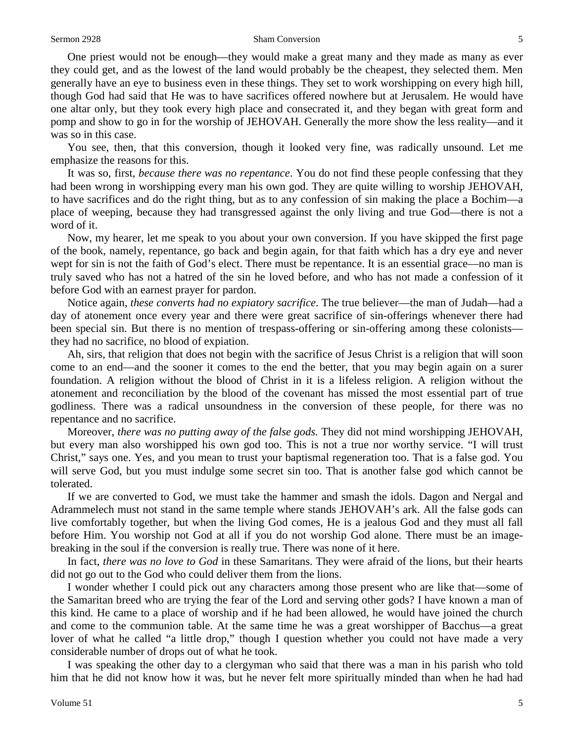One priest would not be enough—they would make a great many and they made as many as ever they could get, and as the lowest of the land would probably be the cheapest, they selected them. Men generally have an eye to business even in these things. They set to work worshipping on every high hill, though God had said that He was to have sacrifices offered nowhere but at Jerusalem. He would have one altar only, but they took every high place and consecrated it, and they began with great form and pomp and show to go in for the worship of JEHOVAH. Generally the more show the less reality—and it was so in this case.

You see, then, that this conversion, though it looked very fine, was radically unsound. Let me emphasize the reasons for this.

It was so, first, *because there was no repentance*. You do not find these people confessing that they had been wrong in worshipping every man his own god. They are quite willing to worship JEHOVAH, to have sacrifices and do the right thing, but as to any confession of sin making the place a Bochim—a place of weeping, because they had transgressed against the only living and true God—there is not a word of it.

Now, my hearer, let me speak to you about your own conversion. If you have skipped the first page of the book, namely, repentance, go back and begin again, for that faith which has a dry eye and never wept for sin is not the faith of God's elect. There must be repentance. It is an essential grace—no man is truly saved who has not a hatred of the sin he loved before, and who has not made a confession of it before God with an earnest prayer for pardon.

Notice again, *these converts had no expiatory sacrifice*. The true believer—the man of Judah—had a day of atonement once every year and there were great sacrifice of sin-offerings whenever there had been special sin. But there is no mention of trespass-offering or sin-offering among these colonists—they had no sacrifice, no blood of expiation.

Ah, sirs, that religion that does not begin with the sacrifice of Jesus Christ is a religion that will soon come to an end—and the sooner it comes to the end the better, that you may begin again on a surer foundation. A religion without the blood of Christ in it is a lifeless religion. A religion without the atonement and reconciliation by the blood of the covenant has missed the most essential part of true godliness. There was a radical unsoundness in the conversion of these people, for there was no repentance and no sacrifice.

Moreover, *there was no putting away of the false gods.* They did not mind worshipping JEHOVAH, but every man also worshipped his own god too. This is not a true nor worthy service. "I will trust Christ," says one. Yes, and you mean to trust your baptismal regeneration too. That is a false god. You will serve God, but you must indulge some secret sin too. That is another false god which cannot be tolerated.

If we are converted to God, we must take the hammer and smash the idols. Dagon and Nergal and Adrammelech must not stand in the same temple where stands JEHOVAH's ark. All the false gods can live comfortably together, but when the living God comes, He is a jealous God and they must all fall before Him. You worship not God at all if you do not worship God alone. There must be an image-breaking in the soul if the conversion is really true. There was none of it here.

In fact, *there was no love to God* in these Samaritans. They were afraid of the lions, but their hearts did not go out to the God who could deliver them from the lions.

I wonder whether I could pick out any characters among those present who are like that—some of the Samaritan breed who are trying the fear of the Lord and serving other gods? I have known a man of this kind. He came to a place of worship and if he had been allowed, he would have joined the church and come to the communion table. At the same time he was a great worshipper of Bacchus—a great lover of what he called "a little drop," though I question whether you could not have made a very considerable number of drops out of what he took.

I was speaking the other day to a clergyman who said that there was a man in his parish who told him that he did not know how it was, but he never felt more spiritually minded than when he had had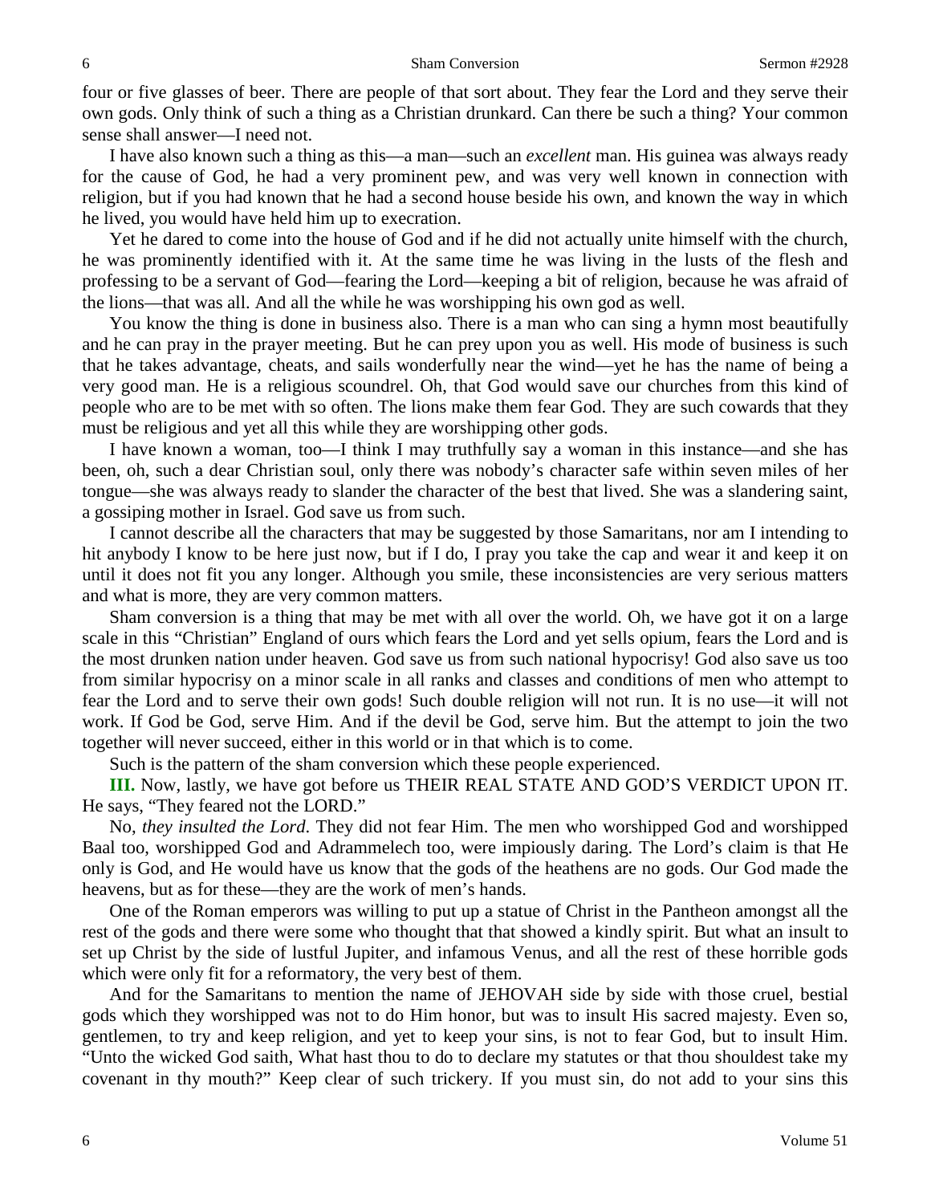four or five glasses of beer. There are people of that sort about. They fear the Lord and they serve their own gods. Only think of such a thing as a Christian drunkard. Can there be such a thing? Your common sense shall answer—I need not.

I have also known such a thing as this—a man—such an *excellent* man. His guinea was always ready for the cause of God, he had a very prominent pew, and was very well known in connection with religion, but if you had known that he had a second house beside his own, and known the way in which he lived, you would have held him up to execration.

Yet he dared to come into the house of God and if he did not actually unite himself with the church, he was prominently identified with it. At the same time he was living in the lusts of the flesh and professing to be a servant of God—fearing the Lord—keeping a bit of religion, because he was afraid of the lions—that was all. And all the while he was worshipping his own god as well.

You know the thing is done in business also. There is a man who can sing a hymn most beautifully and he can pray in the prayer meeting. But he can prey upon you as well. His mode of business is such that he takes advantage, cheats, and sails wonderfully near the wind—yet he has the name of being a very good man. He is a religious scoundrel. Oh, that God would save our churches from this kind of people who are to be met with so often. The lions make them fear God. They are such cowards that they must be religious and yet all this while they are worshipping other gods.

I have known a woman, too—I think I may truthfully say a woman in this instance—and she has been, oh, such a dear Christian soul, only there was nobody's character safe within seven miles of her tongue—she was always ready to slander the character of the best that lived. She was a slandering saint, a gossiping mother in Israel. God save us from such.

I cannot describe all the characters that may be suggested by those Samaritans, nor am I intending to hit anybody I know to be here just now, but if I do, I pray you take the cap and wear it and keep it on until it does not fit you any longer. Although you smile, these inconsistencies are very serious matters and what is more, they are very common matters.

Sham conversion is a thing that may be met with all over the world. Oh, we have got it on a large scale in this "Christian" England of ours which fears the Lord and yet sells opium, fears the Lord and is the most drunken nation under heaven. God save us from such national hypocrisy! God also save us too from similar hypocrisy on a minor scale in all ranks and classes and conditions of men who attempt to fear the Lord and to serve their own gods! Such double religion will not run. It is no use—it will not work. If God be God, serve Him. And if the devil be God, serve him. But the attempt to join the two together will never succeed, either in this world or in that which is to come.

Such is the pattern of the sham conversion which these people experienced.

**III.** Now, lastly, we have got before us THEIR REAL STATE AND GOD'S VERDICT UPON IT. He says, "They feared not the LORD."

No, *they insulted the Lord*. They did not fear Him. The men who worshipped God and worshipped Baal too, worshipped God and Adrammelech too, were impiously daring. The Lord's claim is that He only is God, and He would have us know that the gods of the heathens are no gods. Our God made the heavens, but as for these—they are the work of men's hands.

One of the Roman emperors was willing to put up a statue of Christ in the Pantheon amongst all the rest of the gods and there were some who thought that that showed a kindly spirit. But what an insult to set up Christ by the side of lustful Jupiter, and infamous Venus, and all the rest of these horrible gods which were only fit for a reformatory, the very best of them.

And for the Samaritans to mention the name of JEHOVAH side by side with those cruel, bestial gods which they worshipped was not to do Him honor, but was to insult His sacred majesty. Even so, gentlemen, to try and keep religion, and yet to keep your sins, is not to fear God, but to insult Him. "Unto the wicked God saith, What hast thou to do to declare my statutes or that thou shouldest take my covenant in thy mouth?" Keep clear of such trickery. If you must sin, do not add to your sins this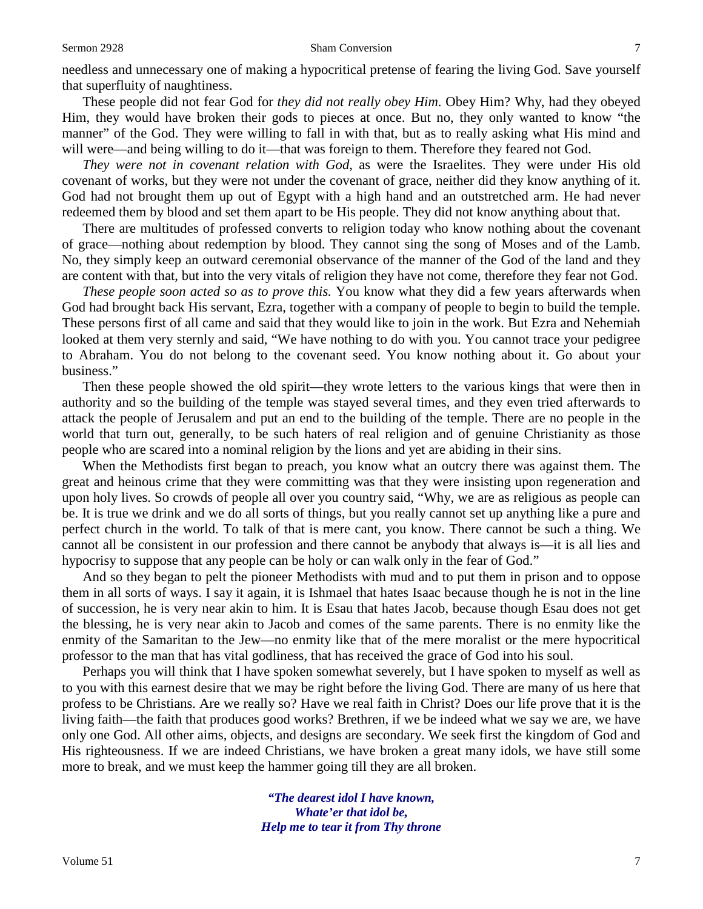needless and unnecessary one of making a hypocritical pretense of fearing the living God. Save yourself that superfluity of naughtiness.

These people did not fear God for *they did not really obey Him*. Obey Him? Why, had they obeyed Him, they would have broken their gods to pieces at once. But no, they only wanted to know "the manner" of the God. They were willing to fall in with that, but as to really asking what His mind and will were—and being willing to do it—that was foreign to them. Therefore they feared not God.

*They were not in covenant relation with God*, as were the Israelites. They were under His old covenant of works, but they were not under the covenant of grace, neither did they know anything of it. God had not brought them up out of Egypt with a high hand and an outstretched arm. He had never redeemed them by blood and set them apart to be His people. They did not know anything about that.

There are multitudes of professed converts to religion today who know nothing about the covenant of grace—nothing about redemption by blood. They cannot sing the song of Moses and of the Lamb. No, they simply keep an outward ceremonial observance of the manner of the God of the land and they are content with that, but into the very vitals of religion they have not come, therefore they fear not God.

*These people soon acted so as to prove this.* You know what they did a few years afterwards when God had brought back His servant, Ezra, together with a company of people to begin to build the temple. These persons first of all came and said that they would like to join in the work. But Ezra and Nehemiah looked at them very sternly and said, "We have nothing to do with you. You cannot trace your pedigree to Abraham. You do not belong to the covenant seed. You know nothing about it. Go about your business."

Then these people showed the old spirit—they wrote letters to the various kings that were then in authority and so the building of the temple was stayed several times, and they even tried afterwards to attack the people of Jerusalem and put an end to the building of the temple. There are no people in the world that turn out, generally, to be such haters of real religion and of genuine Christianity as those people who are scared into a nominal religion by the lions and yet are abiding in their sins.

When the Methodists first began to preach, you know what an outcry there was against them. The great and heinous crime that they were committing was that they were insisting upon regeneration and upon holy lives. So crowds of people all over you country said, "Why, we are as religious as people can be. It is true we drink and we do all sorts of things, but you really cannot set up anything like a pure and perfect church in the world. To talk of that is mere cant, you know. There cannot be such a thing. We cannot all be consistent in our profession and there cannot be anybody that always is—it is all lies and hypocrisy to suppose that any people can be holy or can walk only in the fear of God."

And so they began to pelt the pioneer Methodists with mud and to put them in prison and to oppose them in all sorts of ways. I say it again, it is Ishmael that hates Isaac because though he is not in the line of succession, he is very near akin to him. It is Esau that hates Jacob, because though Esau does not get the blessing, he is very near akin to Jacob and comes of the same parents. There is no enmity like the enmity of the Samaritan to the Jew—no enmity like that of the mere moralist or the mere hypocritical professor to the man that has vital godliness, that has received the grace of God into his soul.

Perhaps you will think that I have spoken somewhat severely, but I have spoken to myself as well as to you with this earnest desire that we may be right before the living God. There are many of us here that profess to be Christians. Are we really so? Have we real faith in Christ? Does our life prove that it is the living faith—the faith that produces good works? Brethren, if we be indeed what we say we are, we have only one God. All other aims, objects, and designs are secondary. We seek first the kingdom of God and His righteousness. If we are indeed Christians, we have broken a great many idols, we have still some more to break, and we must keep the hammer going till they are all broken.

> ***"The dearest idol I have known,***
> ***Whate'er that idol be,***
> ***Help me to tear it from Thy throne***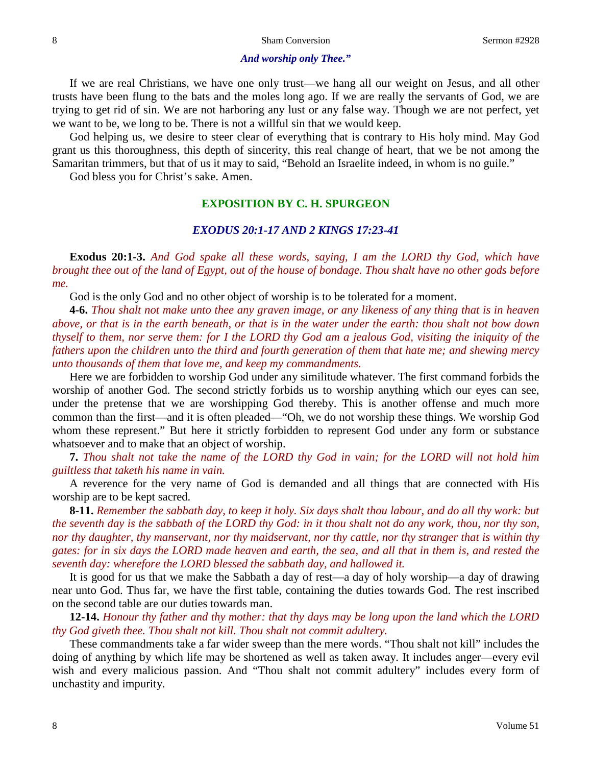*And worship only Thee."*

If we are real Christians, we have one only trust—we hang all our weight on Jesus, and all other trusts have been flung to the bats and the moles long ago. If we are really the servants of God, we are trying to get rid of sin. We are not harboring any lust or any false way. Though we are not perfect, yet we want to be, we long to be. There is not a willful sin that we would keep.

God helping us, we desire to steer clear of everything that is contrary to His holy mind. May God grant us this thoroughness, this depth of sincerity, this real change of heart, that we be not among the Samaritan trimmers, but that of us it may to said, "Behold an Israelite indeed, in whom is no guile."

God bless you for Christ's sake. Amen.

## EXPOSITION BY C. H. SPURGEON

### *EXODUS 20:1-17 AND 2 KINGS 17:23-41*

**Exodus 20:1-3.** *And God spake all these words, saying, I am the LORD thy God, which have brought thee out of the land of Egypt, out of the house of bondage. Thou shalt have no other gods before me.*

God is the only God and no other object of worship is to be tolerated for a moment.

**4-6.** *Thou shalt not make unto thee any graven image, or any likeness of any thing that is in heaven above, or that is in the earth beneath, or that is in the water under the earth: thou shalt not bow down thyself to them, nor serve them: for I the LORD thy God am a jealous God, visiting the iniquity of the fathers upon the children unto the third and fourth generation of them that hate me; and shewing mercy unto thousands of them that love me, and keep my commandments.*

Here we are forbidden to worship God under any similitude whatever. The first command forbids the worship of another God. The second strictly forbids us to worship anything which our eyes can see, under the pretense that we are worshipping God thereby. This is another offense and much more common than the first—and it is often pleaded—"Oh, we do not worship these things. We worship God whom these represent." But here it strictly forbidden to represent God under any form or substance whatsoever and to make that an object of worship.

**7.** *Thou shalt not take the name of the LORD thy God in vain; for the LORD will not hold him guiltless that taketh his name in vain.*

A reverence for the very name of God is demanded and all things that are connected with His worship are to be kept sacred.

**8-11.** *Remember the sabbath day, to keep it holy. Six days shalt thou labour, and do all thy work: but the seventh day is the sabbath of the LORD thy God: in it thou shalt not do any work, thou, nor thy son, nor thy daughter, thy manservant, nor thy maidservant, nor thy cattle, nor thy stranger that is within thy gates: for in six days the LORD made heaven and earth, the sea, and all that in them is, and rested the seventh day: wherefore the LORD blessed the sabbath day, and hallowed it.*

It is good for us that we make the Sabbath a day of rest—a day of holy worship—a day of drawing near unto God. Thus far, we have the first table, containing the duties towards God. The rest inscribed on the second table are our duties towards man.

**12-14.** *Honour thy father and thy mother: that thy days may be long upon the land which the LORD thy God giveth thee. Thou shalt not kill. Thou shalt not commit adultery.*

These commandments take a far wider sweep than the mere words. "Thou shalt not kill" includes the doing of anything by which life may be shortened as well as taken away. It includes anger—every evil wish and every malicious passion. And "Thou shalt not commit adultery" includes every form of unchastity and impurity.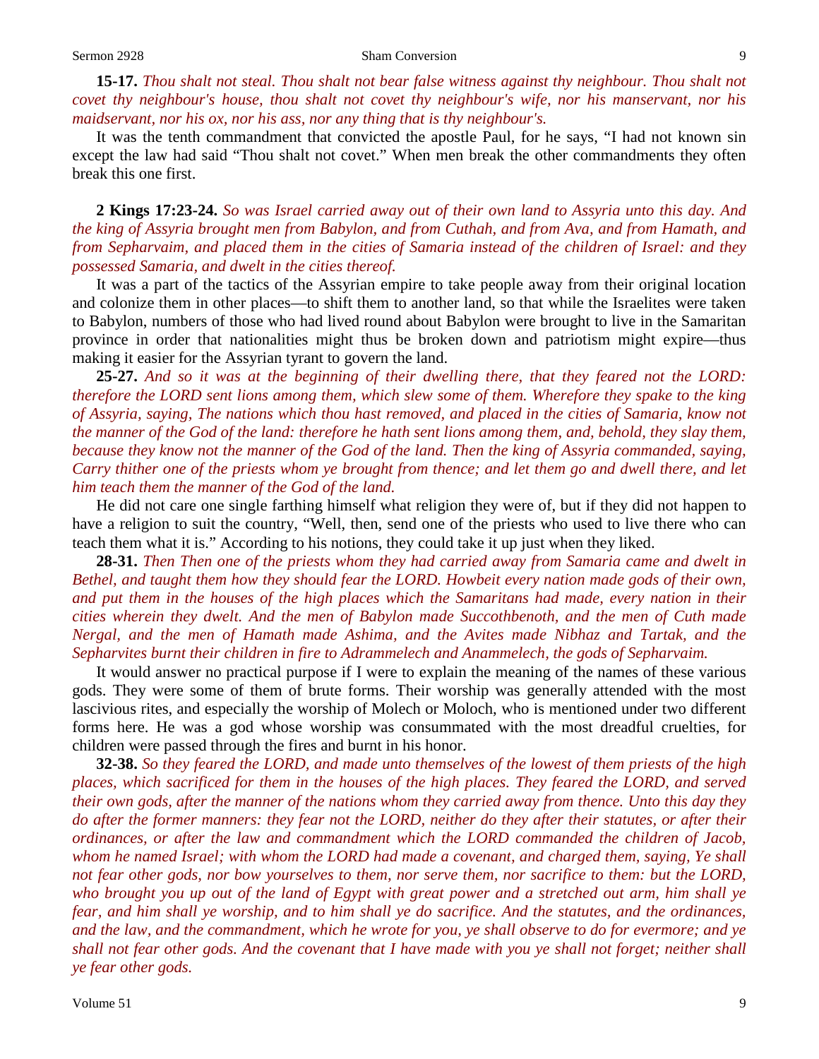**15-17.** *Thou shalt not steal. Thou shalt not bear false witness against thy neighbour. Thou shalt not covet thy neighbour's house, thou shalt not covet thy neighbour's wife, nor his manservant, nor his maidservant, nor his ox, nor his ass, nor any thing that is thy neighbour's.*

It was the tenth commandment that convicted the apostle Paul, for he says, "I had not known sin except the law had said "Thou shalt not covet." When men break the other commandments they often break this one first.

**2 Kings 17:23-24.** *So was Israel carried away out of their own land to Assyria unto this day. And the king of Assyria brought men from Babylon, and from Cuthah, and from Ava, and from Hamath, and from Sepharvaim, and placed them in the cities of Samaria instead of the children of Israel: and they possessed Samaria, and dwelt in the cities thereof.*

It was a part of the tactics of the Assyrian empire to take people away from their original location and colonize them in other places—to shift them to another land, so that while the Israelites were taken to Babylon, numbers of those who had lived round about Babylon were brought to live in the Samaritan province in order that nationalities might thus be broken down and patriotism might expire—thus making it easier for the Assyrian tyrant to govern the land.

**25-27.** *And so it was at the beginning of their dwelling there, that they feared not the LORD: therefore the LORD sent lions among them, which slew some of them. Wherefore they spake to the king of Assyria, saying, The nations which thou hast removed, and placed in the cities of Samaria, know not the manner of the God of the land: therefore he hath sent lions among them, and, behold, they slay them, because they know not the manner of the God of the land. Then the king of Assyria commanded, saying, Carry thither one of the priests whom ye brought from thence; and let them go and dwell there, and let him teach them the manner of the God of the land.*

He did not care one single farthing himself what religion they were of, but if they did not happen to have a religion to suit the country, "Well, then, send one of the priests who used to live there who can teach them what it is." According to his notions, they could take it up just when they liked.

**28-31.** *Then Then one of the priests whom they had carried away from Samaria came and dwelt in Bethel, and taught them how they should fear the LORD. Howbeit every nation made gods of their own, and put them in the houses of the high places which the Samaritans had made, every nation in their cities wherein they dwelt. And the men of Babylon made Succothbenoth, and the men of Cuth made Nergal, and the men of Hamath made Ashima, and the Avites made Nibhaz and Tartak, and the Sepharvites burnt their children in fire to Adrammelech and Anammelech, the gods of Sepharvaim.*

It would answer no practical purpose if I were to explain the meaning of the names of these various gods. They were some of them of brute forms. Their worship was generally attended with the most lascivious rites, and especially the worship of Molech or Moloch, who is mentioned under two different forms here. He was a god whose worship was consummated with the most dreadful cruelties, for children were passed through the fires and burnt in his honor.

**32-38.** *So they feared the LORD, and made unto themselves of the lowest of them priests of the high places, which sacrificed for them in the houses of the high places. They feared the LORD, and served their own gods, after the manner of the nations whom they carried away from thence. Unto this day they do after the former manners: they fear not the LORD, neither do they after their statutes, or after their ordinances, or after the law and commandment which the LORD commanded the children of Jacob, whom he named Israel; with whom the LORD had made a covenant, and charged them, saying, Ye shall not fear other gods, nor bow yourselves to them, nor serve them, nor sacrifice to them: but the LORD, who brought you up out of the land of Egypt with great power and a stretched out arm, him shall ye fear, and him shall ye worship, and to him shall ye do sacrifice. And the statutes, and the ordinances, and the law, and the commandment, which he wrote for you, ye shall observe to do for evermore; and ye shall not fear other gods. And the covenant that I have made with you ye shall not forget; neither shall ye fear other gods.*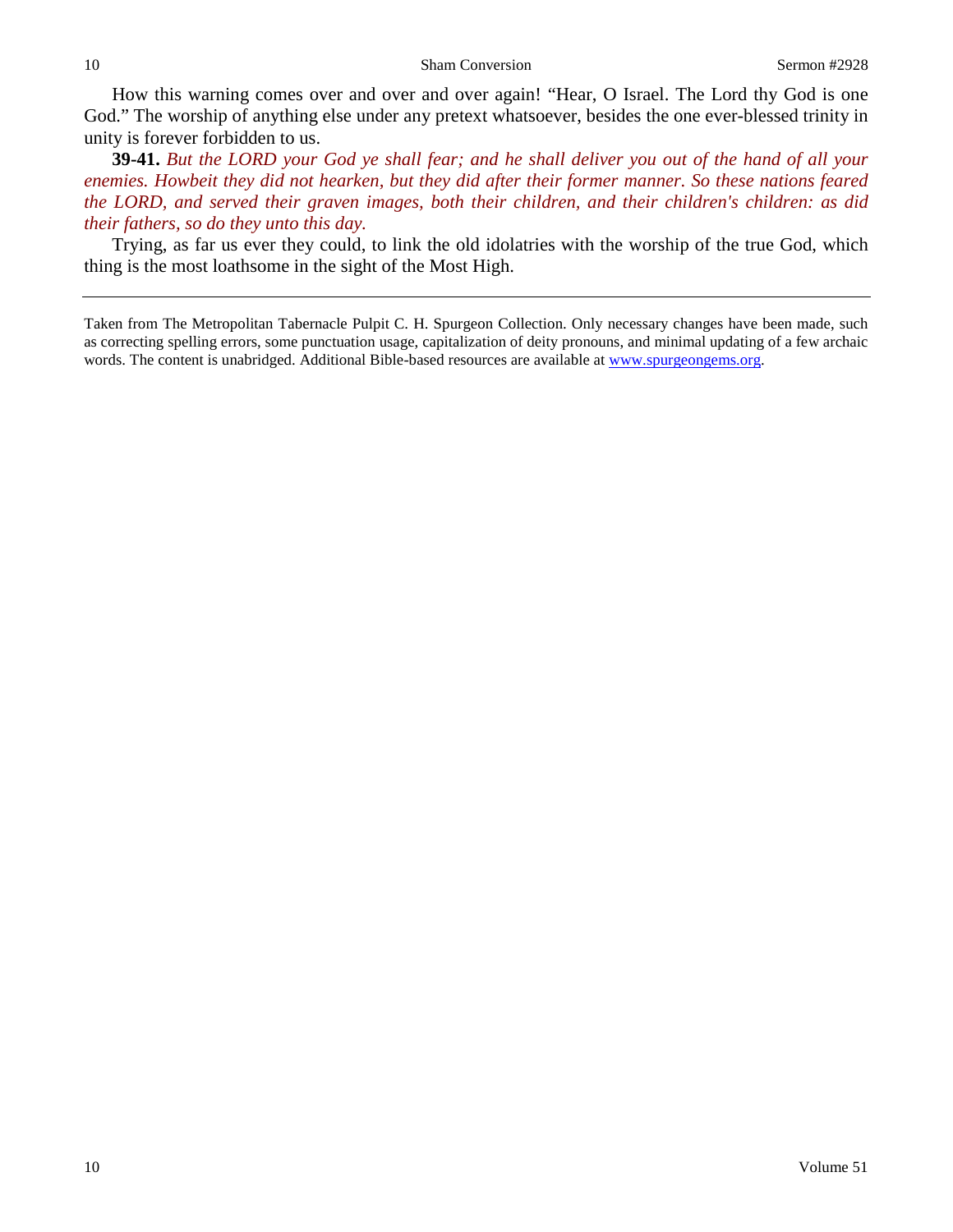How this warning comes over and over and over again! "Hear, O Israel. The Lord thy God is one God." The worship of anything else under any pretext whatsoever, besides the one ever-blessed trinity in unity is forever forbidden to us.

**39-41.** *But the LORD your God ye shall fear; and he shall deliver you out of the hand of all your enemies. Howbeit they did not hearken, but they did after their former manner. So these nations feared the LORD, and served their graven images, both their children, and their children's children: as did their fathers, so do they unto this day.*

Trying, as far us ever they could, to link the old idolatries with the worship of the true God, which thing is the most loathsome in the sight of the Most High.

---

Taken from The Metropolitan Tabernacle Pulpit C. H. Spurgeon Collection. Only necessary changes have been made, such as correcting spelling errors, some punctuation usage, capitalization of deity pronouns, and minimal updating of a few archaic words. The content is unabridged. Additional Bible-based resources are available at www.spurgeongems.org.